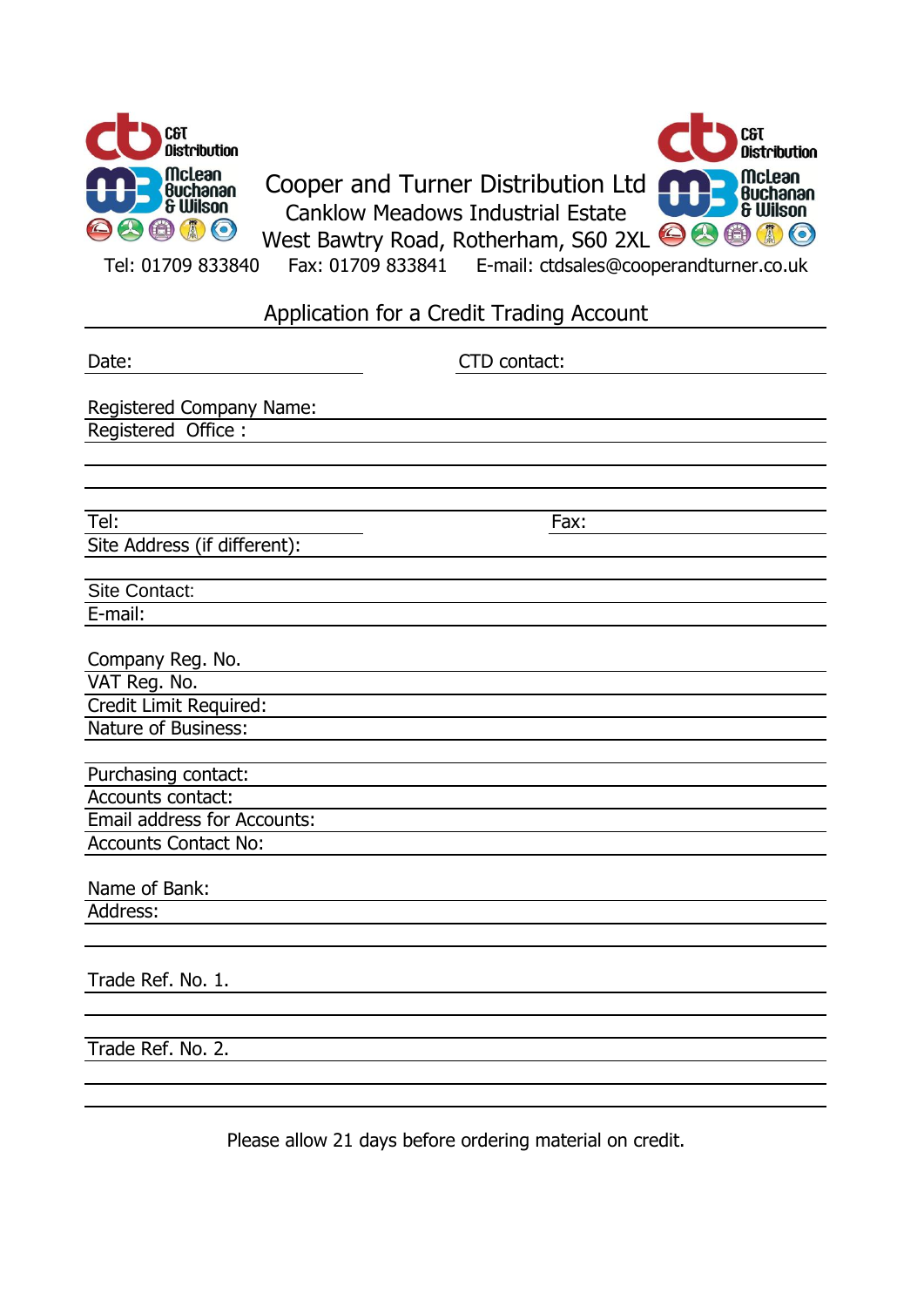# Cooper and Turner Distribution Ltd

Canklow Meadows Industrial Estate
West Bawtry Road, Rotherham, S60 2XL

Tel: 01709 833840  Fax: 01709 833841  E-mail: ctdsales@cooperandturner.co.uk

## Application for a Credit Trading Account

Date: ________________________ CTD contact: ________________________

Registered Company Name: ________________________

Registered Office : ________________________

________________________

________________________

________________________

Tel: ________________________ Fax: ________________________

Site Address (if different): ________________________

________________________

Site Contact: ________________________

E-mail: ________________________

Company Reg. No. ________________________

VAT Reg. No. ________________________

Credit Limit Required: ________________________

Nature of Business: ________________________

________________________

Purchasing contact: ________________________

Accounts contact: ________________________

Email address for Accounts: ________________________

Accounts Contact No: ________________________

Name of Bank: ________________________

Address: ________________________

________________________

Trade Ref. No. 1. ________________________

________________________

________________________

Trade Ref. No. 2. ________________________

________________________

________________________

Please allow 21 days before ordering material on credit.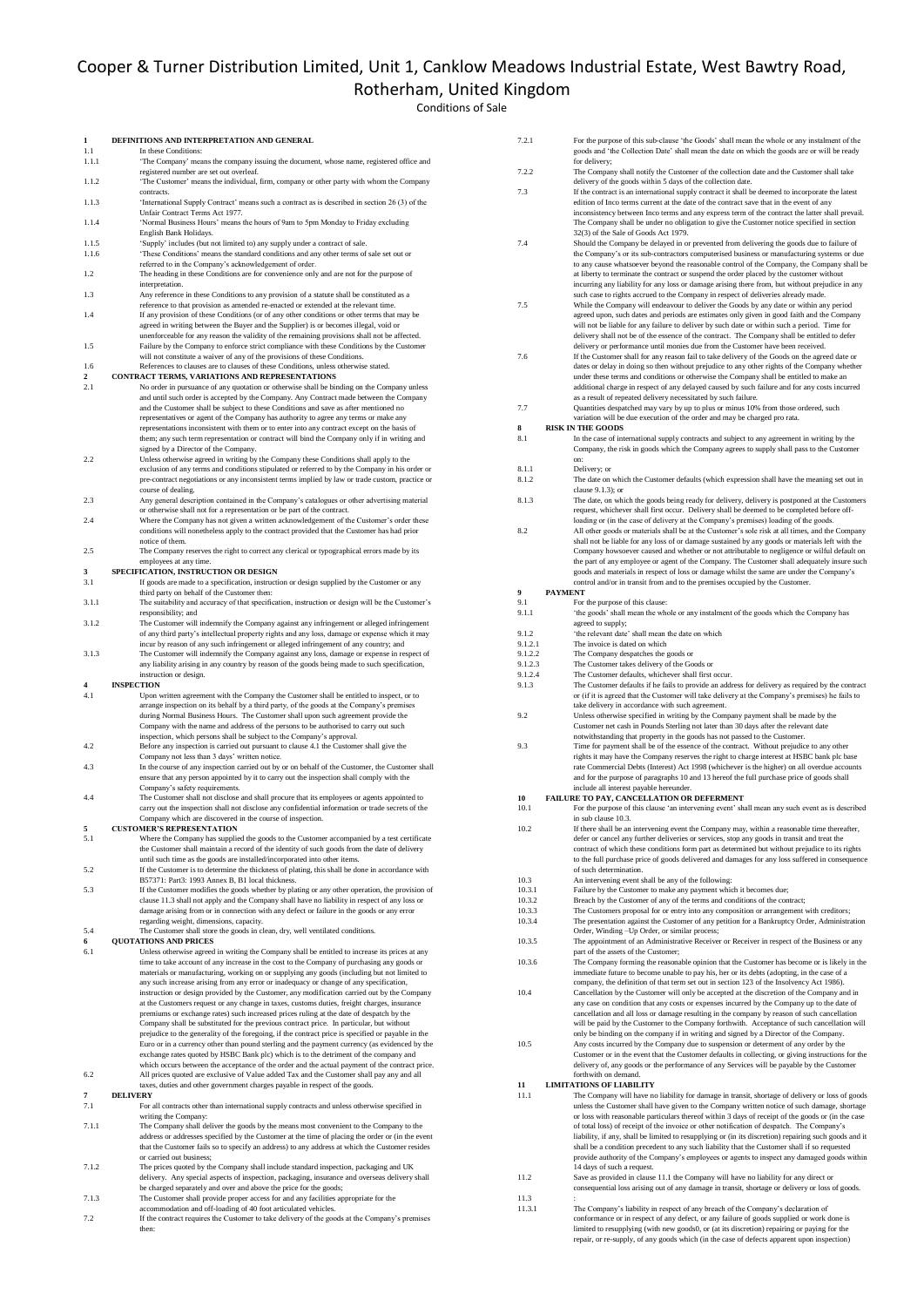# Cooper & Turner Distribution Limited, Unit 1, Canklow Meadows Industrial Estate, West Bawtry Road, Rotherham, United Kingdom

Conditions of Sale

**1 DEFINITIONS AND INTERPRETATION AND GENERAL**

1.1 In these Conditions:

1.1.1 'The Company' means the company issuing the document, whose name, registered office and registered number are set out overleaf.

1.1.2 'The Customer' means the individual, firm, company or other party with whom the Company contracts.

1.1.3 'International Supply Contract' means such a contract as is described in section 26 (3) of the Unfair Contract Terms Act 1977.

1.1.4 'Normal Business Hours' means the hours of 9am to 5pm Monday to Friday excluding English Bank Holidays.

1.1.5 'Supply' includes (but not limited to) any supply under a contract of sale.

1.1.6 'These Conditions' means the standard conditions and any other terms of sale set out or referred to in the Company's acknowledgement of order.

1.2 The heading in these Conditions are for convenience only and are not for the purpose of interpretation.

1.3 Any reference in these Conditions to any provision of a statute shall be constituted as a reference to that provision as amended re-enacted or extended at the relevant time.

1.4 If any provision of these Conditions (or of any other conditions or other terms that may be agreed in writing between the Buyer and the Supplier) is or becomes illegal, void or unenforceable for any reason the validity of the remaining provisions shall not be affected.

1.5 Failure by the Company to enforce strict compliance with these Conditions by the Customer will not constitute a waiver of any of the provisions of these Conditions.

1.6 References to clauses are to clauses of these Conditions, unless otherwise stated.

**2 CONTRACT TERMS, VARIATIONS AND REPRESENTATIONS**

2.1 No order in pursuance of any quotation or otherwise shall be binding on the Company unless and until such order is accepted by the Company. Any Contract Made between the Company and the Customer shall be subject to these Conditions and save as after mentioned no representatives or agent of the Company has authority to agree any terms or make any representations inconsistent with them or to enter into any contract except on the basis of them; any such term representation or contract will bind the Company only if in writing and signed by a Director of the Company.

2.2 Unless otherwise agreed in writing by the Company these Conditions shall apply to the exclusion of any terms and conditions stipulated or referred to by the Company in his order or pre-contract negotiations or any inconsistent terms implied by law or trade custom, practice or course of dealing.

2.3 Any general description contained in the Company's catalogues or other advertising material or otherwise shall not be a representation or be part of the contract.

2.4 Where the Company has not given a written acknowledgement of the Customer's order these conditions will nonetheless apply to the contract provided that the Customer has had prior notice of them.

2.5 The Company reserves the right to correct any clerical or typographical errors made by its employees at any time.

**3 SPECIFICATION, INSTRUCTION OR DESIGN**

3.1 If goods are made to a specification, instruction or design supplied by the Customer or any third party on behalf of the Customer then:

3.1.1 The suitability and accuracy of that specification, instruction or design will be the Customer's responsibility; and

3.1.2 The Customer will indemnify the Company against any infringement or alleged infringement of any third party's intellectual property rights and any loss, damage or expense which it may incur by reason of any such infringement or alleged infringement of any country; and

3.1.3 The Customer will indemnify the Company against any loss, damage or expense in respect of any liability arising in any country by reason of the goods being made to such specification, instruction or design.

**4 INSPECTION**

4.1 Upon written agreement with the Company the Customer shall be entitled to inspect, or to arrange inspection on its behalf by a third party, of the goods at the Company's premises during Normal Business Hours. The Customer shall upon such agreement provide the Company with the name and address of the persons to be authorised to carry out such inspection, which persons shall be subject to the Company's approval.

4.2 Before any inspection is carried out pursuant to clause 4.1 the Customer shall give the Company not less than 3 days' written notice.

4.3 In the course of any inspection carried out by or on behalf of the Customer, the Customer shall ensure that any person appointed by it to carry out the inspection shall comply with the Company's safety requirements.

4.4 The Customer shall not disclose and shall procure that its employees or agents appointed to carry out the inspection shall not disclose any confidential information or trade secrets of the Company which are discovered in the course of inspection.

**5 CUSTOMER'S REPRESENTATION**

5.1 Where the Company has supplied the goods to the Customer accompanied by a test certificate the Customer shall maintain a record of the identity of such goods from the date of delivery until such time as the goods are installed/incorporated into other items.

5.2 If the Customer is to determine the thickness of plating, this shall be done in accordance with BS7371: Part3: 1993 Annex B, B1 local thickness.

5.3 If the Customer modifies the goods whether by plating or any other operation, the provision of clause 11.3 shall not apply and the Company shall have no liability in respect of any loss or damage arising from or in connection with any defect or failure in the goods or any error regarding weight, dimensions, capacity.

5.4 The Customer shall store the goods in clean, dry, well ventilated conditions.

**6 QUOTATIONS AND PRICES**

6.1 Unless otherwise agreed in writing the Company shall be entitled to increase its prices at any time to take account of any increase in the cost to the Company of purchasing any goods or materials or manufacturing, working on or supplying any goods (including but not limited to any such increase arising from any error or inadequacy or change of any specification, instruction or design provided by the Customer, any modification carried out by the Company at the Customers request or any change in taxes, customs duties, freight charges, insurance premiums or exchange rates) such increased prices ruling at the date of despatch by the Company shall be substituted for the previous contract price. In particular, but without prejudice to the generality of the foregoing, if the contract price is specified or payable in the Euro or in a currency other than pound sterling and the payment currency (as evidenced by the exchange rates quoted by HSBC Bank plc) which is to the detriment of the company and which occurs between the acceptance of the order and the actual payment of the contract price.

6.2 All prices quoted are exclusive of Value added Tax and the Customer shall pay any and all taxes, duties and other government charges payable in respect of the goods.

**7 DELIVERY**

7.1 For all contracts other than international supply contracts and unless otherwise specified in writing the Company:

7.1.1 The Company shall deliver the goods by the means most convenient to the Company to the address or addresses specified by the Customer at the time of placing the order or (in the event that the Customer fails so to specify an address) to any address at which the Customer resides or carried out business;

7.1.2 The prices quoted by the Company shall include standard inspection, packaging and UK delivery. Any special aspects of inspection, packaging, insurance and overseas delivery shall be charged separately and over and above the price for the goods;

7.1.3 The Customer shall provide proper access for and any facilities appropriate for the accommodation and off-loading of 40 foot articulated vehicles.

7.2 If the contract requires the Customer to take delivery of the goods at the Company's premises then:

7.2.1 For the purpose of this sub-clause 'the Goods' shall mean the whole or any instalment of the goods and 'the Collection Date' shall mean the date on which the goods are or will be ready for delivery;

7.2.2 The Company shall notify the Customer of the collection date and the Customer shall take delivery of the goods within 5 days of the collection date.

7.3 If the contract is an international supply contract it shall be deemed to incorporate the latest edition of Inco terms current at the date of the contract save that in the event of any inconsistency between Inco terms and any express term of the contract the latter shall prevail. The Company shall be under no obligation to give the Customer notice specified in section 32(3) of the Sale of Goods Act 1979.

7.4 Should the Company be delayed in or prevented from delivering the goods due to failure of the Company's or its sub-contractors computerised business or manufacturing systems or due to any cause whatsoever beyond the reasonable control of the Company, the Company shall be at liberty to terminate the contract or suspend the order placed by the customer without incurring any liability for any loss or damage arising there from, but without prejudice in any such case to rights accrued to the Company in respect of deliveries already made.

7.5 While the Company will endeavour to deliver the Goods by any date or within any period agreed upon, such dates and periods are estimates only given in good faith and the Company will not be liable for any failure to deliver by such date or within such a period. Time for delivery shall not be of the essence of the contract. The Company shall be entitled to defer delivery or performance until monies due from the Customer have been received.

7.6 If the Customer shall for any reason fail to take delivery of the Goods on the agreed date or dates or delay in doing so then without prejudice to any other rights of the Company whether under these terms and conditions or otherwise the Company shall be entitled to make an additional charge in respect of any delayed caused by such failure and for any costs incurred as a result of repeated delivery necessitated by such failure.

7.7 Quantities despatched may vary by up to plus or minus 10% from those ordered, such variation will be due execution of the order and may be charged pro rata.

**8 RISK IN THE GOODS**

8.1 In the case of international supply contracts and subject to any agreement in writing by the Company, the risk in goods which the Company agrees to supply shall pass to the Customer on:

8.1.1 Delivery; or

8.1.2 The date on which the Customer defaults (which expression shall have the meaning set out in clause 9.1.3); or

8.1.3 The date, on which the goods being ready for delivery, delivery is postponed at the Customers request, whichever shall first occur. Delivery shall be deemed to be completed before off-loading or (in the case of delivery at the Company's premises) loading of the goods.

8.2 All other goods or materials shall be at the Customer's sole risk at all times, and the Company shall not be liable for any loss of or damage sustained by any goods or materials left with the Company howsoever caused and whether or not attributable to negligence or wilful default on the part of any employee or agent of the Company. The Customer shall adequately insure such goods and materials in respect of loss or damage whilst the same are under the Company's control and/or in transit from and to the premises occupied by the Customer.

**9 PAYMENT**

9.1 For the purpose of this clause:

9.1.1 'the goods' shall mean the whole or any instalment of the goods which the Company has agreed to supply;

9.1.2 'the relevant date' shall mean the date on which

9.1.2.1 The invoice is dated on which

9.1.2.2 The Company despatches the goods or

9.1.2.3 The Customer takes delivery of the Goods or

9.1.2.4 The Customer defaults, whichever shall first occur.

9.1.3 The Customer defaults if he fails to provide an address for delivery as required by the contract or (if it is agreed that the Customer will take delivery at the Company's premises) he fails to take delivery in accordance with such agreement.

9.2 Unless otherwise specified in writing by the Company payment shall be made by the Customer net cash in Pounds Sterling not later than 30 days after the relevant date notwithstanding that property in the goods has not passed to the Customer.

9.3 Time for payment shall be of the essence of the contract. Without prejudice to any other rights it may have the Company reserves the right to charge interest at HSBC bank plc base rate Commercial Debts (Interest) Act 1998 (whichever is the higher) on all overdue accounts and for the purpose of paragraphs 10 and 13 hereof the full purchase price of goods shall include all interest payable hereunder.

**10 FAILURE TO PAY, CANCELLATION OR DEFERMENT**

10.1 For the purpose of this clause 'an intervening event' shall mean any such event as is described in sub clause 10.3.

10.2 If there shall be an intervening event the Company may, within a reasonable time thereafter, defer or cancel any further deliveries or services, stop any goods in transit and treat the contract of which these conditions form part as determined but without prejudice to its rights to the full purchase price of goods delivered and damages for any loss suffered in consequence of such determination.

10.3 An intervening event shall be any of the following;

10.3.1 Failure by the Customer to make any payment which it becomes due;

10.3.2 Breach by the Customer of any of the terms and conditions of the contract;

10.3.3 The Customers proposal for or entry into any composition or arrangement with creditors;

10.3.4 The presentation against the Customer of any petition for a Bankruptcy Order, Administration Order, Winding –Up Order, or similar process;

10.3.5 The appointment of an Administrative Receiver or Receiver in respect of the Business or any part of the assets of the Customer;

10.3.6 The Company forming the reasonable opinion that the Customer has become or is likely in the immediate future to become unable to pay his, her or its debts (adopting, in the case of a company, the definition of that term set out in section 123 of the Insolvency Act 1986).

10.4 Cancellation by the Customer will only be accepted at the discretion of the Company and in any case on condition that any costs or expenses incurred by the Company up to the date of cancellation and all loss or damage resulting in the company by reason of such cancellation will be paid by the Customer to the Company forthwith. Acceptance of such cancellation will only be binding on the company if in writing and signed by a Director of the Company.

10.5 Any costs incurred by the Company due to suspension or determent of any order by the Customer or in the event that the Customer defaults in collecting, or giving instructions for the delivery of, any goods or the performance of any Services will be payable by the Customer forthwith on demand.

**11 LIMITATIONS OF LIABILITY**

11.1 The Company will have no liability for damage in transit, shortage of delivery or loss of goods unless the Customer shall have given to the Company written notice of such damage, shortage or loss with reasonable particulars thereof within 3 days of receipt of the goods or (in the case of total loss) of receipt of the invoice or other notification of despatch. The Company's liability, if any, shall be limited to resupplying or (in its discretion) repairing such goods and it shall be a condition precedent to any such liability that the Customer shall if so requested provide authority of the Company's employees or agents to inspect any damaged goods within 14 days of such a request.

11.2 Save as provided in clause 11.1 the Company will have no liability for any direct or consequential loss arising out of any damage in transit, shortage or delivery or loss of goods.

11.3 :

11.3.1 The Company's liability in respect of any breach of the Company's declaration of conformance or in respect of any defect, or any failure of goods supplied or work done is limited to resupplying (with new goods0, or (at its discretion) repairing or paying for the repair, or re-supply, of any goods which (in the case of defects apparent upon inspection)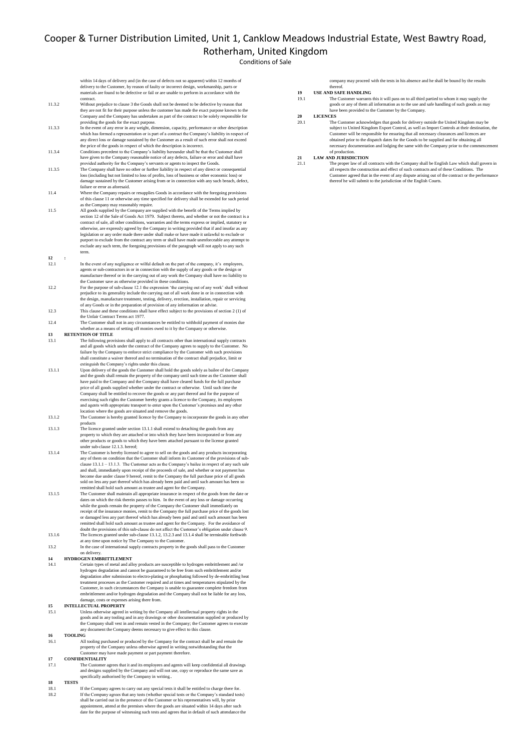# Cooper & Turner Distribution Limited, Unit 1, Canklow Meadows Industrial Estate, West Bawtry Road, Rotherham, United Kingdom

Conditions of Sale

within 14 days of delivery and (in the case of defects not so apparent) within 12 months of delivery to the Customer, by reason of faulty or incorrect design, workmanship, parts or materials are found to be defective or fail or are unable to perform in accordance with the contract.

11.3.2 Without prejudice to clause 3 the Goods shall not be deemed to be defective by reason that they are not fit for their purpose unless the customer has made the exact purpose known to the Company and the Company has undertaken as part of the contract to be solely responsible for providing the goods for the exact purpose.

11.3.3 In the event of any error in any weight, dimension, capacity, performance or other description which has formed a representation or is part of a contract the Company's liability in respect of any direct loss or damage sustained by the Customer as a result of such error shall not exceed the price of the goods in respect of which the description is incorrect.

11.3.4 Conditions precedent to the Company's liability hereunder shall be that the Customer shall have given to the Company reasonable notice of any defects, failure or error and shall have provided authority for the Company's servants or agents to inspect the Goods.

11.3.5 The Company shall have no other or further liability in respect of any direct or consequential loss (including but not limited to loss of profits, loss of business or other economic loss) or damage sustained by the Customer arising from or in connection with any such breach, defect, failure or error as aforesaid.

11.4 Where the Company repairs or resupplies Goods in accordance with the foregoing provisions of this clause 11 or otherwise any time specified for delivery shall be extended for such period as the Company may reasonably require.

11.5 All goods supplied by the Company are supplied with the benefit of the Terms implied by section 12 of the Sale of Goods Act 1979. Subject thereto, and whether or not the contract is a contract of sale, all other conditions, warranties and the terms express or implied, statutory or otherwise, are expressly agreed by the Company in writing provided that if and insofar as any legislation or any order made there under shall make or have made it unlawful to exclude or purport to exclude from the contract any term or shall have made unenforceable any attempt to exclude any such term, the foregoing provisions of the paragraph will not apply to any such term.

**12 :**

12.1 In the event of any negligence or wilful default on the part of the company, it's employees, agents or sub-contractors in or in connection with the supply of any goods or the design or manufacture thereof or in the carrying out of any work the Company shall have no liability to the Customer save as otherwise provided in these conditions.

12.2 For the purpose of sub-clause 12.1 the expression 'the carrying out of any work' shall without prejudice to its generality include the carrying out of all work done in or in connection with the design, manufacture treatment, testing, delivery, erection, installation, repair or servicing of any Goods or in the preparation of provision of any information or advise.

12.3 This clause and these conditions shall have effect subject to the provisions of section 2 (1) of the Unfair Contract Terms act 1977.

12.4 The Customer shall not in any circumstances be entitled to withhold payment of monies due whether as a means of setting off monies owed to it by the Company or otherwise.

**13 RETENTION OF TITLE**

13.1 The following provisions shall apply to all contracts other than international supply contracts and all goods which under the contract of the Company agrees to supply to the Customer. No failure by the Company to enforce strict compliance by the Customer with such provisions shall constitute a waiver thereof and no termination of the contract shall prejudice, limit or extinguish the Company's rights under this clause.

13.1.1 Upon delivery of the goods the Customer shall hold the goods solely as bailee of the Company and the goods shall remain the property of the company until such time as the Customer shall have paid to the Company and the Company shall have cleared funds for the full purchase price of all goods supplied whether under the contract or otherwise. Until such time the Company shall be entitled to recover the goods or any part thereof and for the purpose of exercising such rights the Customer hereby grants a licence to the Company, its employees and agents with appropriate transport to enter upon the Customer's premises and any other location where the goods are situated and remove the goods.

13.1.2 The Customer is hereby granted licence by the Company to incorporate the goods in any other products

13.1.3 The licence granted under section 13.1.1 shall extend to detaching the goods from any property to which they are attached or into which they have been incorporated or from any other products or goods to which they have been attached pursuant to the license granted under sub-clause 12.1.3. hereof;

13.1.4 The Customer is hereby licensed to agree to sell on the goods and any products incorporating any of them on condition that the Customer shall inform its Customer of the provisions of sub-clause 13.1.1 – 13.1.3. The Customer acts as the Company's bailee in respect of any such sale and shall, immediately upon receipt of the proceeds of sale, and whether or not payment has become due under clause 9 hereof, remit to the Company the full purchase price of all goods sold on less any part thereof which has already been paid and until such amount has been so remitted shall hold such amount as trustee and agent for the Company.

13.1.5 The Customer shall maintain all appropriate insurance in respect of the goods from the date or dates on which the risk therein passes to him. In the event of any loss or damage occurring while the goods remain the property of the Company the Customer shall immediately on receipt of the insurance monies, remit to the Company the full purchase price of the goods lost or damaged less any part thereof which has already been paid and until such amount has been remitted shall hold such amount as trustee and agent for the Company. For the avoidance of doubt the provisions of this sub-clause do not affect the Customer's obligation under clause 9.

13.1.6 The licences granted under sub-clause 13.1.2, 13.2.3 and 13.1.4 shall be terminable forthwith at any time upon notice by The Company to the Customer.

13.2 In the case of international supply contracts property in the goods shall pass to the Customer on delivery.

**14 HYDROGEN EMBRITTLEMENT**

14.1 Certain types of metal and alloy products are susceptible to hydrogen embrittlement and /or hydrogen degradation and cannot be guaranteed to be free from such embrittlement and/or degradation after submission to electro-plating or phosphating followed by de-embrittling heat treatment processes as the Customer required and at times and temperatures stipulated by the Customer, in such circumstances the Company is unable to guarantee complete freedom from embrittlement and/or hydrogen degradation and the Company shall not be liable for any loss, damage, costs or expenses arising there from.

**15 INTELLECTUAL PROPERTY**

15.1 Unless otherwise agreed in writing by the Company all intellectual property rights in the goods and in any tooling and in any drawings or other documentation supplied or produced by the Company shall vest in and remain vested in the Company; the Customer agrees to execute any document the Company deems necessary to give effect to this clause.

**16 TOOLING**

16.1 All tooling purchased or produced by the Company for the contract shall be and remain the property of the Company unless otherwise agreed in writing notwithstanding that the Customer may have made payment or part payment therefore.

**17 CONFIDENTIALITY**

17.1 The Customer agrees that it and its employees and agents will keep confidential all drawings and designs supplied by the Company and will not use, copy or reproduce the same save as specifically authorised by the Company in writing..

**18 TESTS**

18.1 If the Company agrees to carry out any special tests it shall be entitled to charge there for.

18.2 If the Company agrees that any tests (whether special tests or the Company's standard tests) shall be carried out in the presence of the Customer or his representatives will, by prior appointment, attend at the premises where the goods are situated within 14 days after such date for the purpose of witnessing such tests and agrees that in default of such attendance the company may proceed with the tests in his absence and he shall be bound by the results thereof.

**19 USE AND SAFE HANDLING**

19.1 The Customer warrants this it will pass on to all third partied to whom it may supply the goods or any of them all information as to the use and safe handling of such goods as may have been provided to the Customer by the Company.

**20 LICENCES**

20.1 The Customer acknowledges that goods for delivery outside the United Kingdom may be subject to United Kingdom Export Control, as well as Import Controls at their destination, the Customer will be responsible for ensuring that all necessary clearances and licences are obtained prior to the dispatch dates for the Goods to be supplied and for obtaining all necessary documentation and lodging the same with the Company prior to the commencement of production.

**21 LAW AND JURISDICTION**

21.1 The proper law of all contracts with the Company shall be English Law which shall govern in all respects the construction and effect of such contracts and of these Conditions. The Customer agreed that in the event of any dispute arising out of the contract or the performance thereof he will submit to the jurisdiction of the English Courts.